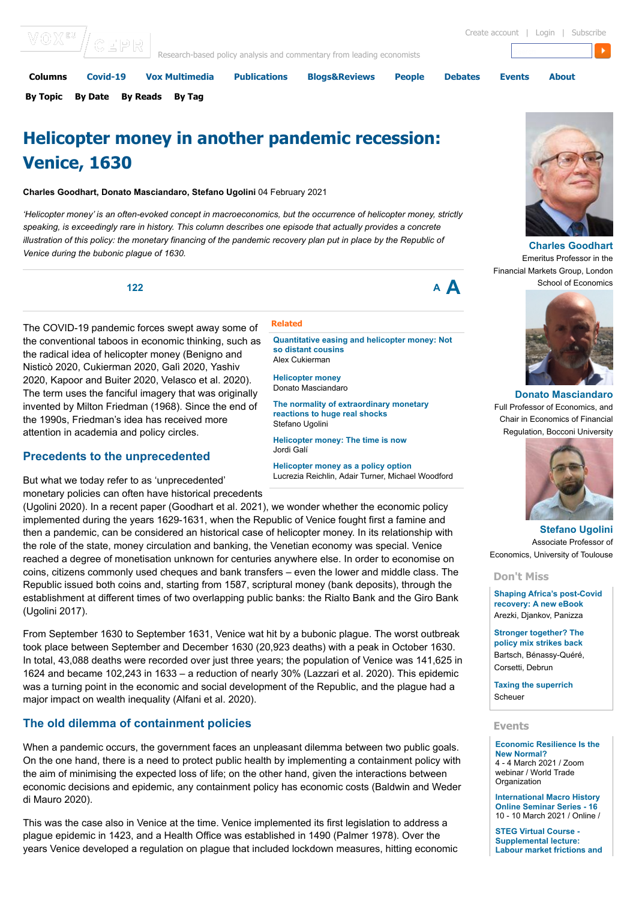# Helicopter money in another pandemic recession: Venice, 1630

**Charles Goodhart, Donato Masciandaro, Stefano Ugolini** 04 February 2021

*'Helicopter money' is an often-evoked concept in macroeconomics, but the occurrence of helicopter money, strictly speaking, is exceedingly rare in history. This column describes one episode that actually provides a concrete illustration of this policy: the monetary financing of the pandemic recovery plan put in place by the Republic of Venice during the bubonic plague of 1630.*

The COVID-19 pandemic forces swept away some of the conventional taboos in economic thinking, such as the radical idea of helicopter money (Benigno and Nisticò 2020, Cukierman 2020, Galì 2020, Yashiv 2020, Kapoor and Buiter 2020, Velasco et al. 2020). The term uses the fanciful imagery that was originally invented by Milton Friedman (1968). Since the end of the 1990s, Friedman's idea has received more attention in academia and policy circles.

## Precedents to the unprecedented

But what we today refer to as 'unprecedented' monetary policies can often have historical precedents (Ugolini 2020). In a recent paper (Goodhart et al. 2021), we wonder whether the economic policy implemented during the years 1629-1631, when the Republic of Venice fought first a famine and then a pandemic, can be considered an historical case of helicopter money. In its relationship with the role of the state, money circulation and banking, the Venetian economy was special. Venice reached a degree of monetisation unknown for centuries anywhere else. In order to economise on coins, citizens commonly used cheques and bank transfers – even the lower and middle class. The Republic issued both coins and, starting from 1587, scriptural money (bank deposits), through the establishment at different times of two overlapping public banks: the Rialto Bank and the Giro Bank (Ugolini 2017).

From September 1630 to September 1631, Venice wat hit by a bubonic plague. The worst outbreak took place between September and December 1630 (20,923 deaths) with a peak in October 1630. In total, 43,088 deaths were recorded over just three years; the population of Venice was 141,625 in 1624 and became 102,243 in 1633 – a reduction of nearly 30% (Lazzari et al. 2020). This epidemic was a turning point in the economic and social development of the Republic, and the plague had a major impact on wealth inequality (Alfani et al. 2020).

## The old dilemma of containment policies

When a pandemic occurs, the government faces an unpleasant dilemma between two public goals. On the one hand, there is a need to protect public health by implementing a containment policy with the aim of minimising the expected loss of life; on the other hand, given the interactions between economic decisions and epidemic, any containment policy has economic costs (Baldwin and Weder di Mauro 2020).

This was the case also in Venice at the time. Venice implemented its first legislation to address a plague epidemic in 1423, and a Health Office was established in 1490 (Palmer 1978). Over the years Venice developed a regulation on plague that included lockdown measures, hitting economic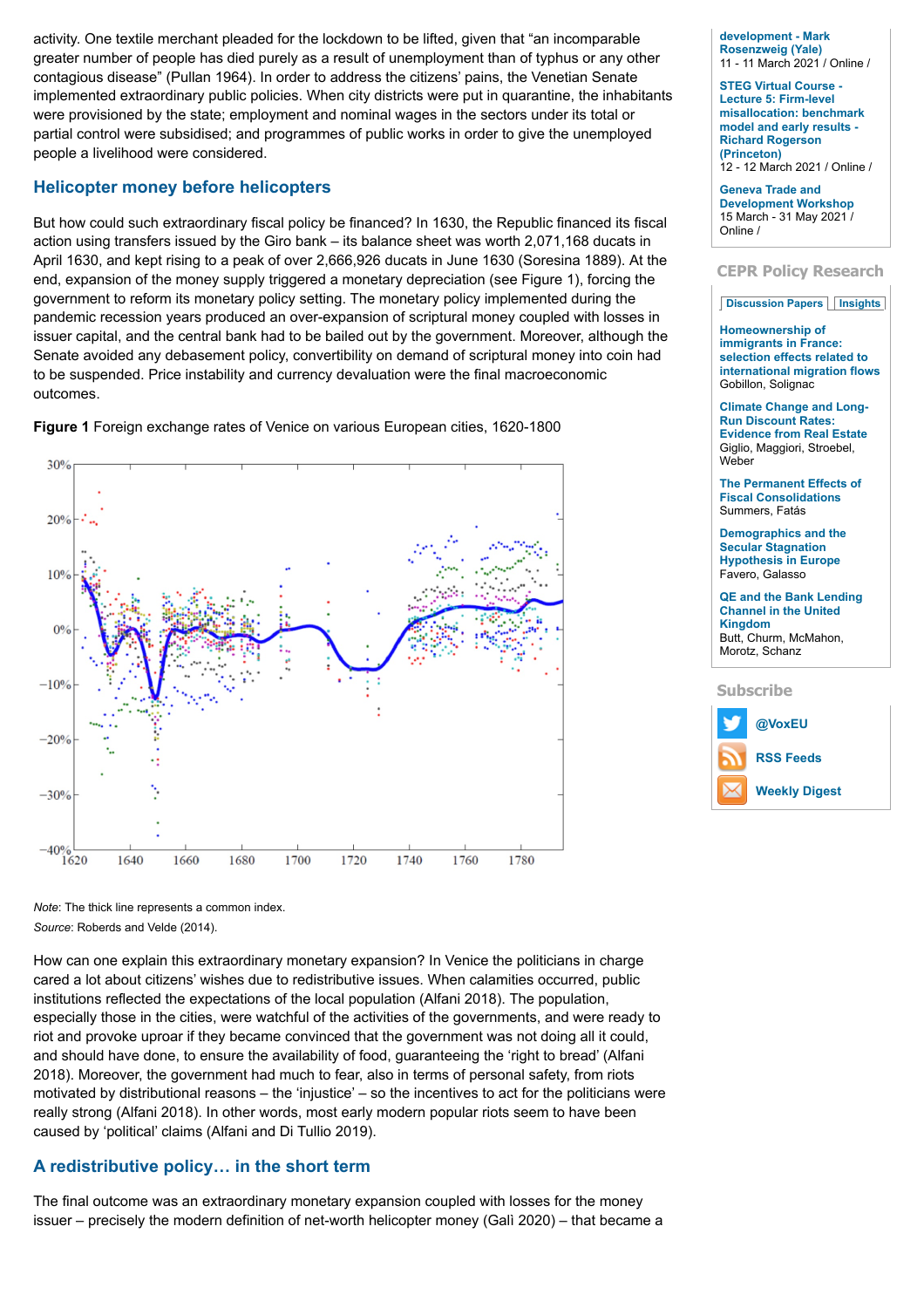activity. One textile merchant pleaded for the lockdown to be lifted, given that "an incomparable greater number of people has died purely as a result of unemployment than of typhus or any other contagious disease" (Pullan 1964). In order to address the citizens' pains, the Venetian Senate implemented extraordinary public policies. When city districts were put in quarantine, the inhabitants were provisioned by the state; employment and nominal wages in the sectors under its total or partial control were subsidised; and programmes of public works in order to give the unemployed people a livelihood were considered.

## Helicopter money before helicopters

But how could such extraordinary fiscal policy be financed? In 1630, the Republic financed its fiscal action using transfers issued by the Giro bank – its balance sheet was worth 2,071,168 ducats in April 1630, and kept rising to a peak of over 2,666,926 ducats in June 1630 (Soresina 1889). At the end, expansion of the money supply triggered a monetary depreciation (see Figure 1), forcing the government to reform its monetary policy setting. The monetary policy implemented during the pandemic recession years produced an over-expansion of scriptural money coupled with losses in issuer capital, and the central bank had to be bailed out by the government. Moreover, although the Senate avoided any debasement policy, convertibility on demand of scriptural money into coin had to be suspended. Price instability and currency devaluation were the final macroeconomic outcomes.

**Figure 1** Foreign exchange rates of Venice on various European cities, 1620-1800

*Note*: The thick line represents a common index.

*Source*: Roberds and Velde (2014).

How can one explain this extraordinary monetary expansion? In Venice the politicians in charge cared a lot about citizens' wishes due to redistributive issues. When calamities occurred, public institutions reflected the expectations of the local population (Alfani 2018). The population, especially those in the cities, were watchful of the activities of the governments, and were ready to riot and provoke uproar if they became convinced that the government was not doing all it could, and should have done, to ensure the availability of food, guaranteeing the 'right to bread' (Alfani 2018). Moreover, the government had much to fear, also in terms of personal safety, from riots motivated by distributional reasons – the 'injustice' – so the incentives to act for the politicians were really strong (Alfani 2018). In other words, most early modern popular riots seem to have been caused by 'political' claims (Alfani and Di Tullio 2019).

## A redistributive policy… in the short term

The final outcome was an extraordinary monetary expansion coupled with losses for the money issuer – precisely the modern definition of net-worth helicopter money (Galì 2020) – that became a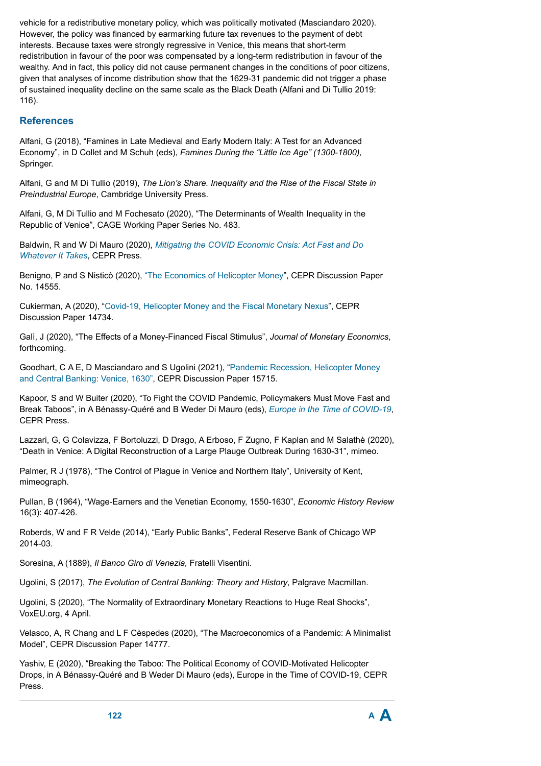vehicle for a redistributive monetary policy, which was politically motivated (Masciandaro 2020). However, the policy was financed by earmarking future tax revenues to the payment of debt interests. Because taxes were strongly regressive in Venice, this means that short-term redistribution in favour of the poor was compensated by a long-term redistribution in favour of the wealthy. And in fact, this policy did not cause permanent changes in the conditions of poor citizens, given that analyses of income distribution show that the 1629-31 pandemic did not trigger a phase of sustained inequality decline on the same scale as the Black Death (Alfani and Di Tullio 2019: 116).

## References

Alfani, G (2018), "Famines in Late Medieval and Early Modern Italy: A Test for an Advanced Economy", in D Collet and M Schuh (eds), *Famines During the "Little Ice Age" (1300-1800),* Springer.

Alfani, G and M Di Tullio (2019), *The Lion's Share. Inequality and the Rise of the Fiscal State in Preindustrial Europe*, Cambridge University Press.

Alfani, G, M Di Tullio and M Fochesato (2020), "The Determinants of Wealth Inequality in the Republic of Venice", CAGE Working Paper Series No. 483.

Baldwin, R and W Di Mauro (2020), *Mitigating the COVID Economic Crisis: Act Fast and Do Whatever It Takes*, CEPR Press.

Benigno, P and S Nisticò (2020), "The Economics of Helicopter Money", CEPR Discussion Paper No. 14555.

Cukierman, A (2020), "Covid-19, Helicopter Money and the Fiscal Monetary Nexus", CEPR Discussion Paper 14734.

Galì, J (2020), "The Effects of a Money-Financed Fiscal Stimulus", *Journal of Monetary Economics*, forthcoming.

Goodhart, C A E, D Masciandaro and S Ugolini (2021), "Pandemic Recession, Helicopter Money and Central Banking: Venice, 1630", CEPR Discussion Paper 15715.

Kapoor, S and W Buiter (2020), "To Fight the COVID Pandemic, Policymakers Must Move Fast and Break Taboos", in A Bénassy-Quéré and B Weder Di Mauro (eds), *Europe in the Time of COVID-19*, CEPR Press.

Lazzari, G, G Colavizza, F Bortoluzzi, D Drago, A Erboso, F Zugno, F Kaplan and M Salathè (2020), "Death in Venice: A Digital Reconstruction of a Large Plauge Outbreak During 1630-31", mimeo.

Palmer, R J (1978), "The Control of Plague in Venice and Northern Italy", University of Kent, mimeograph.

Pullan, B (1964), "Wage-Earners and the Venetian Economy, 1550-1630", *Economic History Review* 16(3): 407-426.

Roberds, W and F R Velde (2014), "Early Public Banks", Federal Reserve Bank of Chicago WP 2014-03.

Soresina, A (1889), *Il Banco Giro di Venezia,* Fratelli Visentini.

Ugolini, S (2017), *The Evolution of Central Banking: Theory and History*, Palgrave Macmillan.

Ugolini, S (2020), "The Normality of Extraordinary Monetary Reactions to Huge Real Shocks", VoxEU.org, 4 April.

Velasco, A, R Chang and L F Cèspedes (2020), "The Macroeconomics of a Pandemic: A Minimalist Model", CEPR Discussion Paper 14777.

Yashiv, E (2020), "Breaking the Taboo: The Political Economy of COVID-Motivated Helicopter Drops, in A Bénassy-Quéré and B Weder Di Mauro (eds), Europe in the Time of COVID-19, CEPR Press.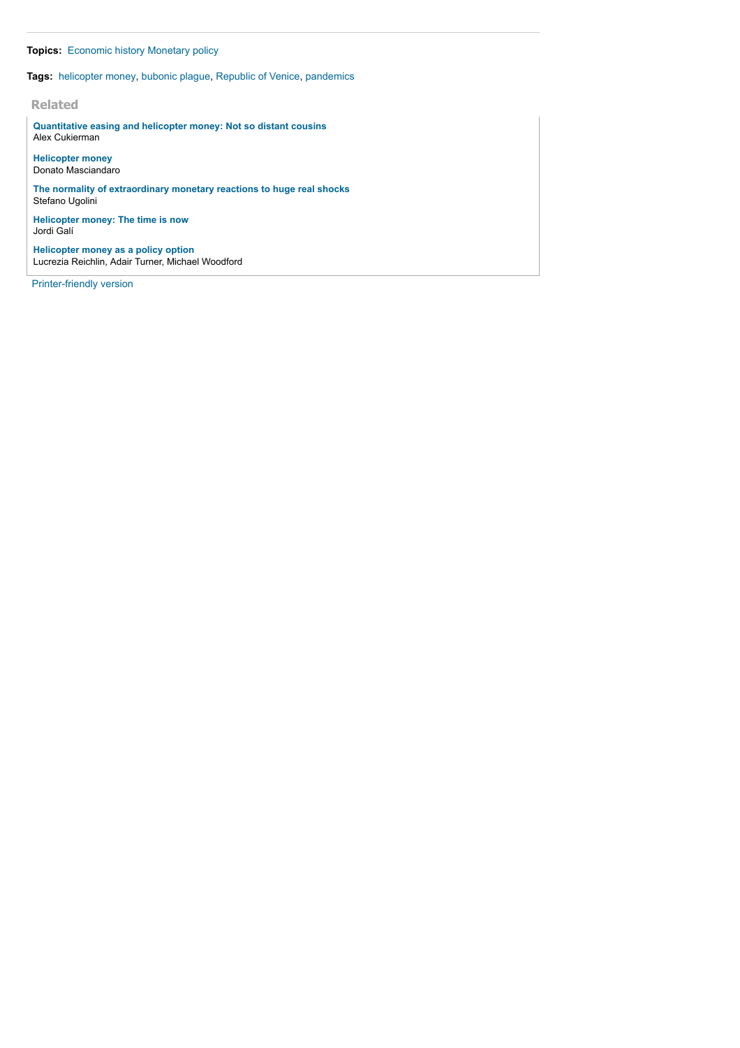**Topics:** Economic history Monetary policy

**Tags:** helicopter money, bubonic plague, Republic of Venice, pandemics

## Related

**Quantitative easing and helicopter money: Not so distant cousins**
Alex Cukierman

**Helicopter money**
Donato Masciandaro

**The normality of extraordinary monetary reactions to huge real shocks**
Stefano Ugolini

**Helicopter money: The time is now**
Jordi Galí

**Helicopter money as a policy option**
Lucrezia Reichlin, Adair Turner, Michael Woodford

Printer-friendly version